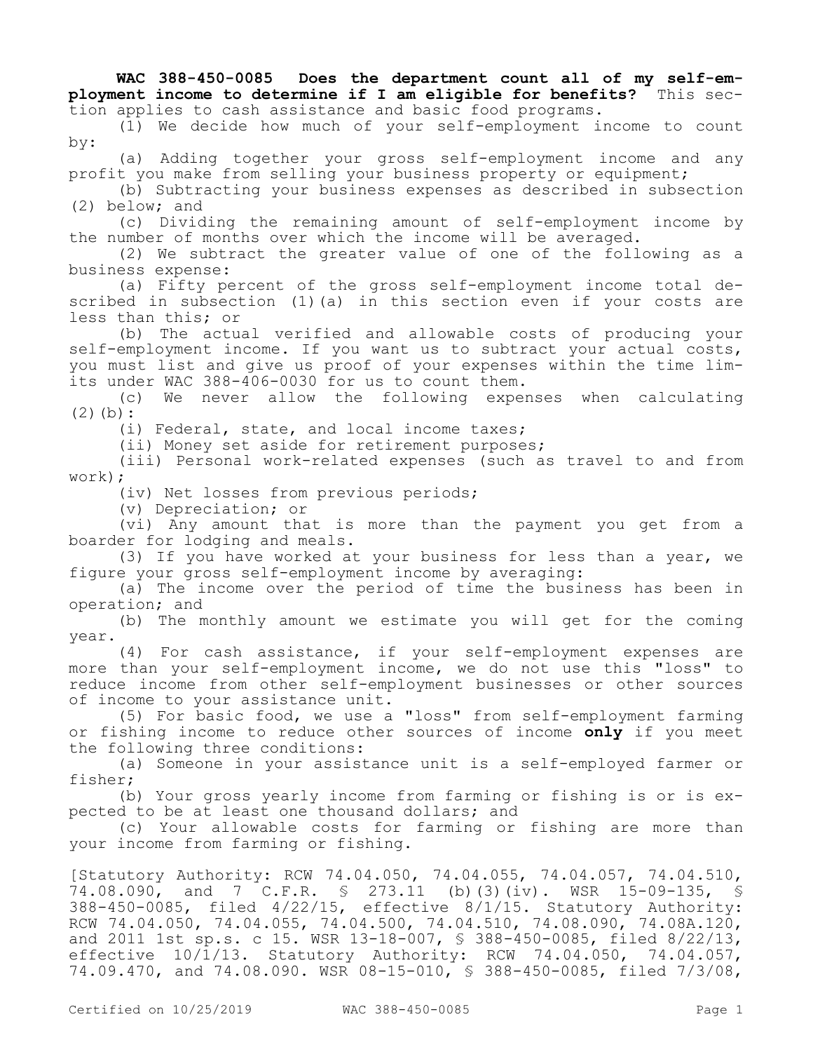**WAC 388-450-0085 Does the department count all of my self-employment income to determine if I am eligible for benefits?** This section applies to cash assistance and basic food programs.

(1) We decide how much of your self-employment income to count by:

(a) Adding together your gross self-employment income and any profit you make from selling your business property or equipment;

(b) Subtracting your business expenses as described in subsection (2) below; and

(c) Dividing the remaining amount of self-employment income by the number of months over which the income will be averaged.

(2) We subtract the greater value of one of the following as a business expense:

(a) Fifty percent of the gross self-employment income total described in subsection (1)(a) in this section even if your costs are less than this; or

(b) The actual verified and allowable costs of producing your self-employment income. If you want us to subtract your actual costs, you must list and give us proof of your expenses within the time limits under WAC 388-406-0030 for us to count them.

(c) We never allow the following expenses when calculating (2)(b):

(i) Federal, state, and local income taxes;

(ii) Money set aside for retirement purposes;

(iii) Personal work-related expenses (such as travel to and from work);

(iv) Net losses from previous periods;

(v) Depreciation; or

(vi) Any amount that is more than the payment you get from a boarder for lodging and meals.

(3) If you have worked at your business for less than a year, we figure your gross self-employment income by averaging:

(a) The income over the period of time the business has been in operation; and

(b) The monthly amount we estimate you will get for the coming year.

(4) For cash assistance, if your self-employment expenses are more than your self-employment income, we do not use this "loss" to reduce income from other self-employment businesses or other sources of income to your assistance unit.

(5) For basic food, we use a "loss" from self-employment farming or fishing income to reduce other sources of income **only** if you meet the following three conditions:

(a) Someone in your assistance unit is a self-employed farmer or fisher;

(b) Your gross yearly income from farming or fishing is or is expected to be at least one thousand dollars; and

(c) Your allowable costs for farming or fishing are more than your income from farming or fishing.

[Statutory Authority: RCW 74.04.050, 74.04.055, 74.04.057, 74.04.510, 74.08.090, and 7 C.F.R. § 273.11 (b)(3)(iv). WSR 15-09-135, § 388-450-0085, filed 4/22/15, effective 8/1/15. Statutory Authority: RCW 74.04.050, 74.04.055, 74.04.500, 74.04.510, 74.08.090, 74.08A.120, and 2011 1st sp.s. c 15. WSR 13-18-007, § 388-450-0085, filed 8/22/13, effective 10/1/13. Statutory Authority: RCW 74.04.050, 74.04.057, 74.09.470, and 74.08.090. WSR 08-15-010, § 388-450-0085, filed 7/3/08,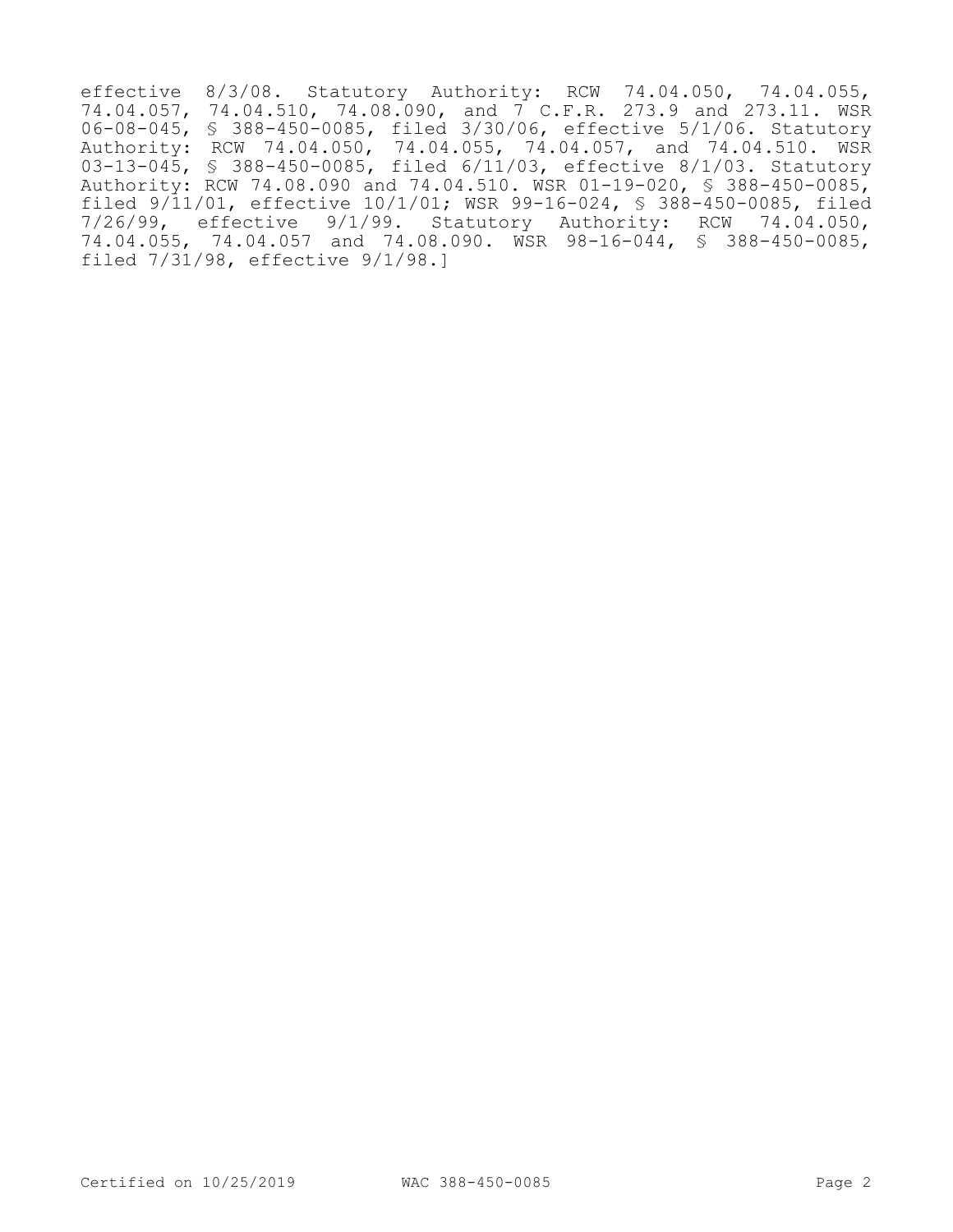effective 8/3/08. Statutory Authority: RCW 74.04.050, 74.04.055, 74.04.057, 74.04.510, 74.08.090, and 7 C.F.R. 273.9 and 273.11. WSR 06-08-045, § 388-450-0085, filed 3/30/06, effective 5/1/06. Statutory Authority: RCW 74.04.050, 74.04.055, 74.04.057, and 74.04.510. WSR 03-13-045, § 388-450-0085, filed 6/11/03, effective 8/1/03. Statutory Authority: RCW 74.08.090 and 74.04.510. WSR 01-19-020, § 388-450-0085, filed 9/11/01, effective 10/1/01; WSR 99-16-024, § 388-450-0085, filed 7/26/99, effective 9/1/99. Statutory Authority: RCW 74.04.050, 74.04.055, 74.04.057 and 74.08.090. WSR 98-16-044, § 388-450-0085, filed 7/31/98, effective 9/1/98.]